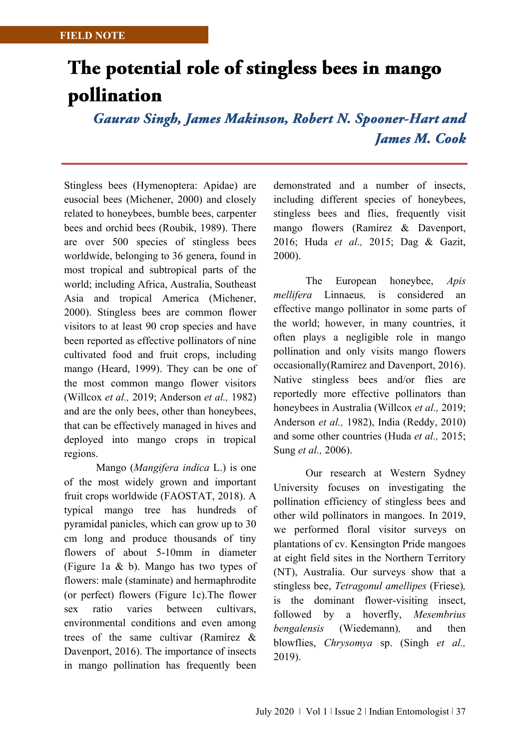FIELD NOTE

# The potential role of stingless bees in mango pollination

***Gaurav Singh, James Makinson, Robert N. Spooner-Hart and James M. Cook***

Stingless bees (Hymenoptera: Apidae) are eusocial bees (Michener, 2000) and closely related to honeybees, bumble bees, carpenter bees and orchid bees (Roubik, 1989). There are over 500 species of stingless bees worldwide, belonging to 36 genera, found in most tropical and subtropical parts of the world; including Africa, Australia, Southeast Asia and tropical America (Michener, 2000). Stingless bees are common flower visitors to at least 90 crop species and have been reported as effective pollinators of nine cultivated food and fruit crops, including mango (Heard, 1999). They can be one of the most common mango flower visitors (Willcox *et al.,* 2019; Anderson *et al.,* 1982) and are the only bees, other than honeybees, that can be effectively managed in hives and deployed into mango crops in tropical regions.

Mango (*Mangifera indica* L.) is one of the most widely grown and important fruit crops worldwide (FAOSTAT, 2018). A typical mango tree has hundreds of pyramidal panicles, which can grow up to 30 cm long and produce thousands of tiny flowers of about 5-10mm in diameter (Figure 1a & b). Mango has two types of flowers: male (staminate) and hermaphrodite (or perfect) flowers (Figure 1c).The flower sex ratio varies between cultivars, environmental conditions and even among trees of the same cultivar (Ramírez & Davenport, 2016). The importance of insects in mango pollination has frequently been demonstrated and a number of insects, including different species of honeybees, stingless bees and flies, frequently visit mango flowers (Ramírez & Davenport, 2016; Huda *et al.,* 2015; Dag & Gazit, 2000).

The European honeybee, *Apis mellifera* Linnaeus*,* is considered an effective mango pollinator in some parts of the world; however, in many countries, it often plays a negligible role in mango pollination and only visits mango flowers occasionally(Ramirez and Davenport, 2016). Native stingless bees and/or flies are reportedly more effective pollinators than honeybees in Australia (Willcox *et al.,* 2019; Anderson *et al.,* 1982), India (Reddy, 2010) and some other countries (Huda *et al.,* 2015; Sung *et al.,* 2006).

Our research at Western Sydney University focuses on investigating the pollination efficiency of stingless bees and other wild pollinators in mangoes. In 2019, we performed floral visitor surveys on plantations of cv. Kensington Pride mangoes at eight field sites in the Northern Territory (NT), Australia. Our surveys show that a stingless bee, *Tetragonul amellipes* (Friese)*,* is the dominant flower-visiting insect, followed by a hoverfly, *Mesembrius bengalensis* (Wiedemann)*,* and then blowflies, *Chrysomya* sp. (Singh *et al.,* 2019).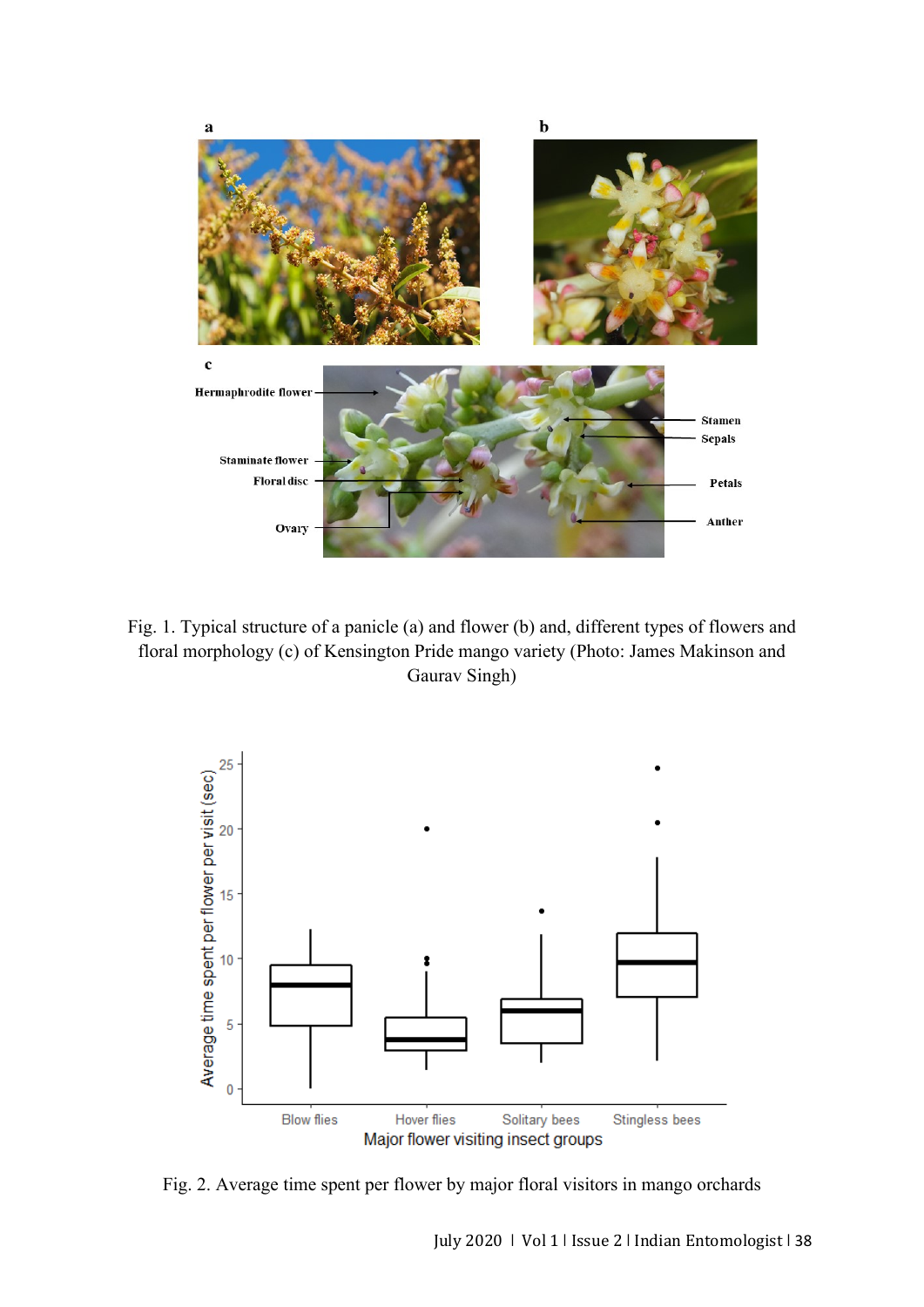Fig. 1. Typical structure of a panicle (a) and flower (b) and, different types of flowers and floral morphology (c) of Kensington Pride mango variety (Photo: James Makinson and Gaurav Singh)

Fig. 2. Average time spent per flower by major floral visitors in mango orchards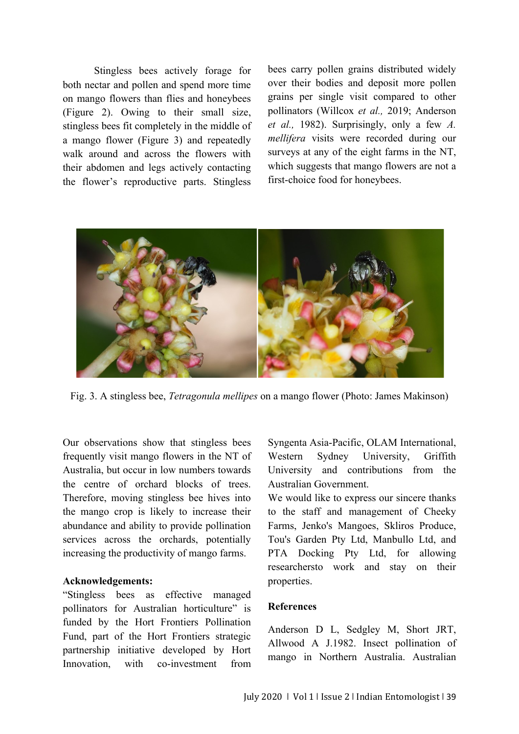Stingless bees actively forage for both nectar and pollen and spend more time on mango flowers than flies and honeybees (Figure 2). Owing to their small size, stingless bees fit completely in the middle of a mango flower (Figure 3) and repeatedly walk around and across the flowers with their abdomen and legs actively contacting the flower's reproductive parts. Stingless bees carry pollen grains distributed widely over their bodies and deposit more pollen grains per single visit compared to other pollinators (Willcox *et al.,* 2019; Anderson *et al.,* 1982). Surprisingly, only a few *A. mellifera* visits were recorded during our surveys at any of the eight farms in the NT, which suggests that mango flowers are not a first-choice food for honeybees.

Fig. 3. A stingless bee, *Tetragonula mellipes* on a mango flower (Photo: James Makinson)

Our observations show that stingless bees frequently visit mango flowers in the NT of Australia, but occur in low numbers towards the centre of orchard blocks of trees. Therefore, moving stingless bee hives into the mango crop is likely to increase their abundance and ability to provide pollination services across the orchards, potentially increasing the productivity of mango farms.

**Acknowledgements:**

"Stingless bees as effective managed pollinators for Australian horticulture" is funded by the Hort Frontiers Pollination Fund, part of the Hort Frontiers strategic partnership initiative developed by Hort Innovation, with co-investment from Syngenta Asia-Pacific, OLAM International, Western Sydney University, Griffith University and contributions from the Australian Government.

We would like to express our sincere thanks to the staff and management of Cheeky Farms, Jenko's Mangoes, Skliros Produce, Tou's Garden Pty Ltd, Manbullo Ltd, and PTA Docking Pty Ltd, for allowing researchersto work and stay on their properties.

**References**

Anderson D L, Sedgley M, Short JRT, Allwood A J.1982. Insect pollination of mango in Northern Australia. Australian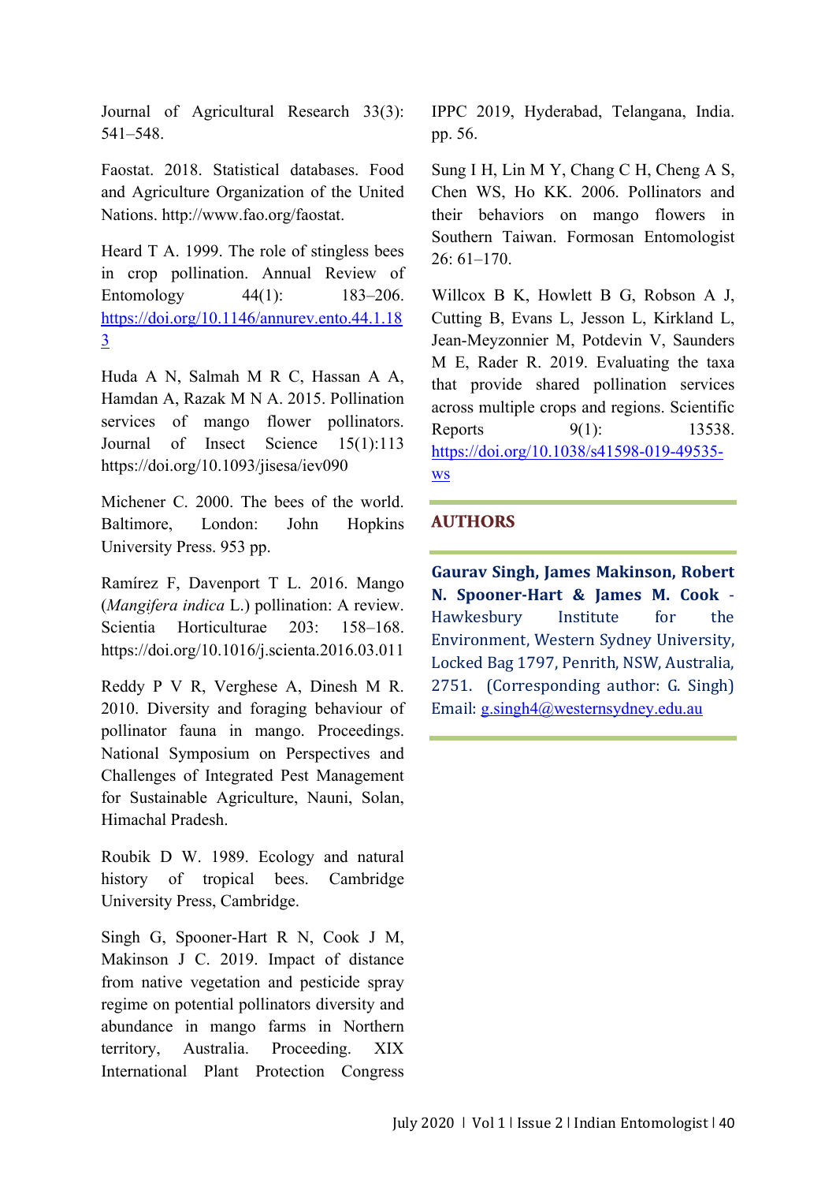Journal of Agricultural Research 33(3): 541–548.

Faostat. 2018. Statistical databases. Food and Agriculture Organization of the United Nations. http://www.fao.org/faostat.

Heard T A. 1999. The role of stingless bees in crop pollination. Annual Review of Entomology 44(1): 183–206. https://doi.org/10.1146/annurev.ento.44.1.183

Huda A N, Salmah M R C, Hassan A A, Hamdan A, Razak M N A. 2015. Pollination services of mango flower pollinators. Journal of Insect Science 15(1):113 https://doi.org/10.1093/jisesa/iev090

Michener C. 2000. The bees of the world. Baltimore, London: John Hopkins University Press. 953 pp.

Ramírez F, Davenport T L. 2016. Mango (*Mangifera indica* L.) pollination: A review. Scientia Horticulturae 203: 158–168. https://doi.org/10.1016/j.scienta.2016.03.011

Reddy P V R, Verghese A, Dinesh M R. 2010. Diversity and foraging behaviour of pollinator fauna in mango. Proceedings. National Symposium on Perspectives and Challenges of Integrated Pest Management for Sustainable Agriculture, Nauni, Solan, Himachal Pradesh.

Roubik D W. 1989. Ecology and natural history of tropical bees. Cambridge University Press, Cambridge.

Singh G, Spooner-Hart R N, Cook J M, Makinson J C. 2019. Impact of distance from native vegetation and pesticide spray regime on potential pollinators diversity and abundance in mango farms in Northern territory, Australia. Proceeding. XIX International Plant Protection Congress IPPC 2019, Hyderabad, Telangana, India. pp. 56.

Sung I H, Lin M Y, Chang C H, Cheng A S, Chen WS, Ho KK. 2006. Pollinators and their behaviors on mango flowers in Southern Taiwan. Formosan Entomologist 26: 61–170.

Willcox B K, Howlett B G, Robson A J, Cutting B, Evans L, Jesson L, Kirkland L, Jean-Meyzonnier M, Potdevin V, Saunders M E, Rader R. 2019. Evaluating the taxa that provide shared pollination services across multiple crops and regions. Scientific Reports 9(1): 13538. https://doi.org/10.1038/s41598-019-49535-ws

## AUTHORS

**Gaurav Singh, James Makinson, Robert N. Spooner-Hart & James M. Cook** - Hawkesbury Institute for the Environment, Western Sydney University, Locked Bag 1797, Penrith, NSW, Australia, 2751. (Corresponding author: G. Singh) Email: g.singh4@westernsydney.edu.au